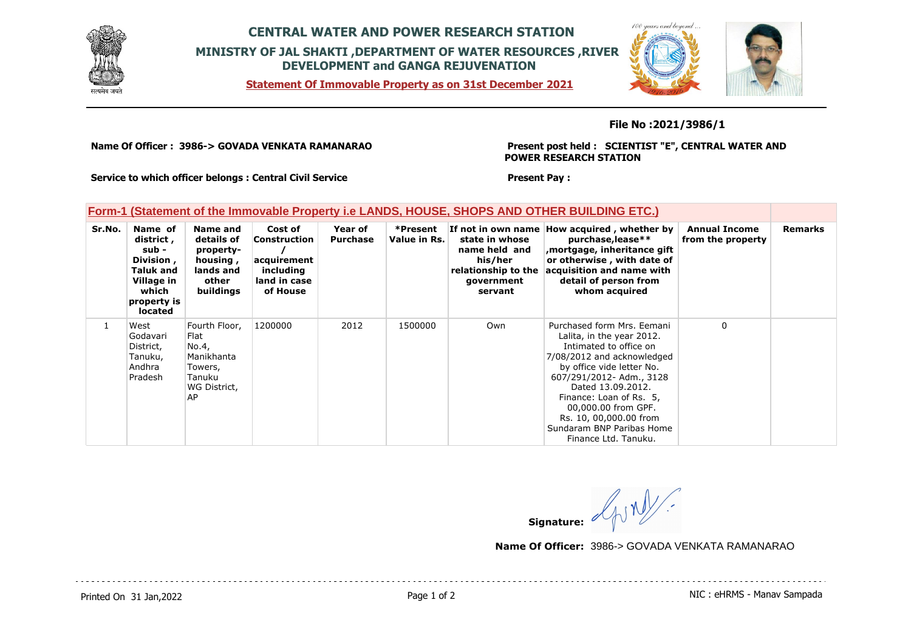# CENTRAL WATER AND POWER RESEARCH STATION

## MINISTRY OF JAL SHAKTI ,DEPARTMENT OF WATER RESOURCES ,RIVER DEVELOPMENT and GANGA REJUVENATION

**Statement Of Immovable Property as on 31st December 2021**

**File No :2021/3986/1**

**Name Of Officer : 3986-> GOVADA VENKATA RAMANARAO**

**Present post held : SCIENTIST "E", CENTRAL WATER AND POWER RESEARCH STATION**

**Service to which officer belongs : Central Civil Service**

**Present Pay :**

### Form-1 (Statement of the Immovable Property i.e LANDS, HOUSE, SHOPS AND OTHER BUILDING ETC.)

| Sr.No. | Name of district , sub - Division , Taluk and Village in which property is located | Name and details of property-housing , lands and other buildings | Cost of Construction / acquirement including land in case of House | Year of Purchase | *Present Value in Rs. | If not in own name state in whose name held and his/her relationship to the government servant | How acquired , whether by purchase,lease** ,mortgage, inheritance gift or otherwise , with date of acquisition and name with detail of person from whom acquired | Annual Income from the property | Remarks |
|---|---|---|---|---|---|---|---|---|---|
| 1 | West Godavari District, Tanuku, Andhra Pradesh | Fourth Floor, Flat No.4, Manikhanta Towers, Tanuku WG District, AP | 1200000 | 2012 | 1500000 | Own | Purchased form Mrs. Eemani Lalita, in the year 2012. Intimated to office on 7/08/2012 and acknowledged by office vide letter No. 607/291/2012- Adm., 3128 Dated 13.09.2012. Finance: Loan of Rs. 5, 00,000.00 from GPF. Rs. 10, 00,000.00 from Sundaram BNP Paribas Home Finance Ltd. Tanuku. | 0 | |

**Signature:**

**Name Of Officer:** 3986-> GOVADA VENKATA RAMANARAO

Printed On 31 Jan,2022

NIC : eHRMS - Manav Sampada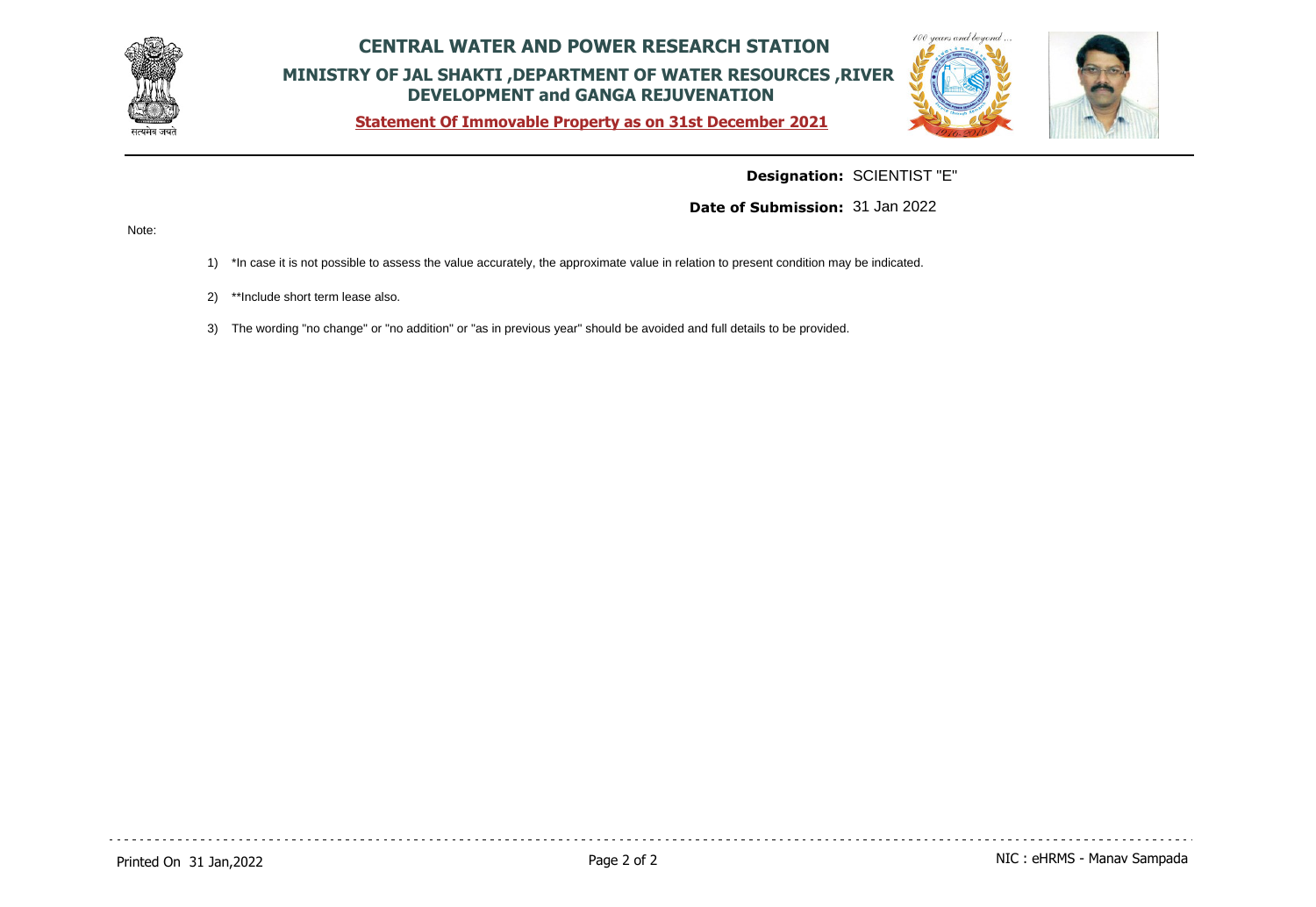# CENTRAL WATER AND POWER RESEARCH STATION

## MINISTRY OF JAL SHAKTI ,DEPARTMENT OF WATER RESOURCES ,RIVER DEVELOPMENT and GANGA REJUVENATION

**Statement Of Immovable Property as on 31st December 2021**

**Designation:** SCIENTIST "E"

**Date of Submission:** 31 Jan 2022

Note:

1) *In case it is not possible to assess the value accurately, the approximate value in relation to present condition may be indicated.
2) **Include short term lease also.
3) The wording "no change" or "no addition" or "as in previous year" should be avoided and full details to be provided.

Printed On 31 Jan,2022

NIC : eHRMS - Manav Sampada